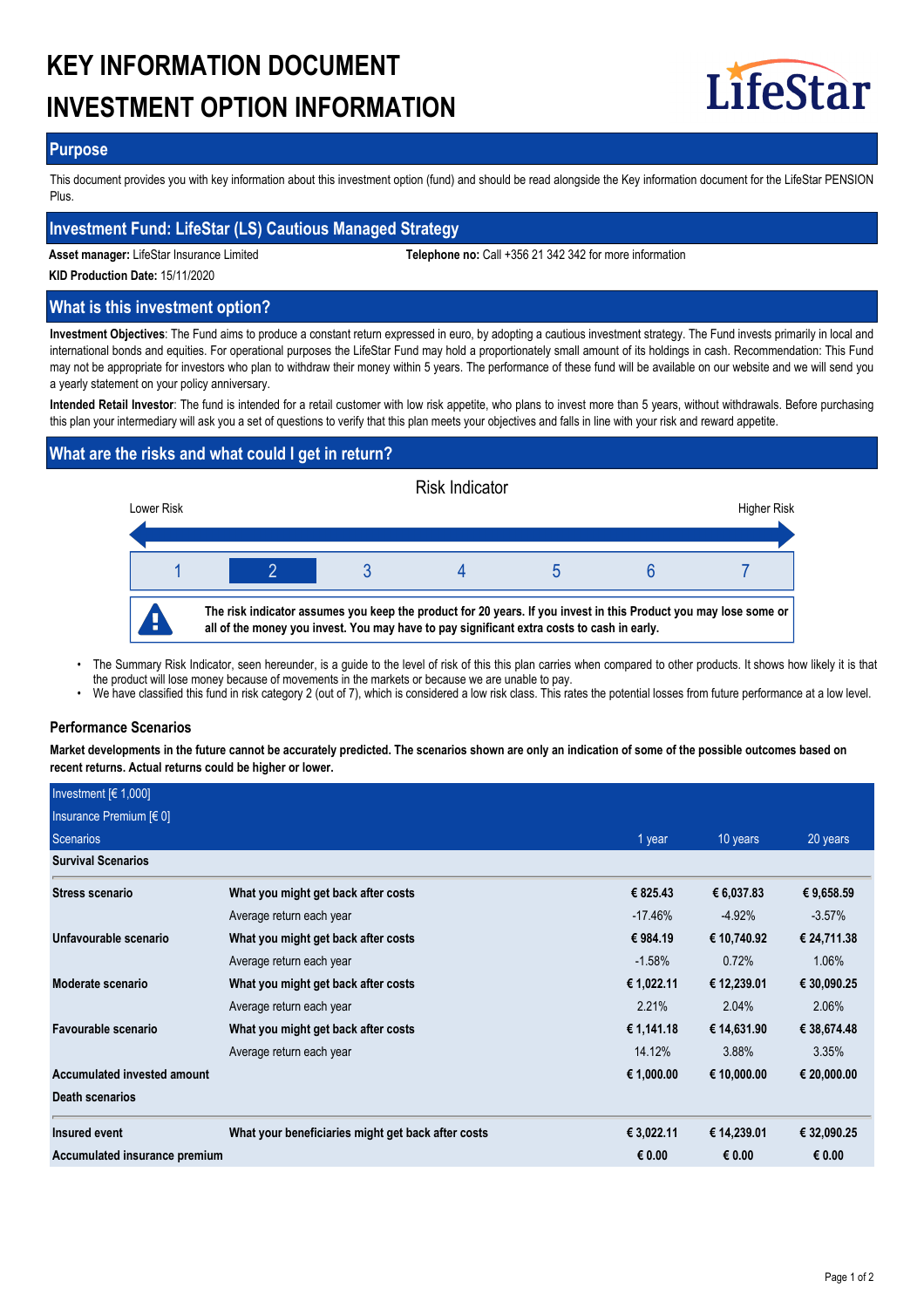# KEY INFORMATION DOCUMENT
# INVESTMENT OPTION INFORMATION

LifeStar

## Purpose

This document provides you with key information about this investment option (fund) and should be read alongside the Key information document for the LifeStar PENSION Plus.

## Investment Fund: LifeStar (LS) Cautious Managed Strategy

**Asset manager:** LifeStar Insurance Limited **Telephone no:** Call +356 21 342 342 for more information

**KID Production Date:** 15/11/2020

## What is this investment option?

**Investment Objectives**: The Fund aims to produce a constant return expressed in euro, by adopting a cautious investment strategy. The Fund invests primarily in local and international bonds and equities. For operational purposes the LifeStar Fund may hold a proportionately small amount of its holdings in cash. Recommendation: This Fund may not be appropriate for investors who plan to withdraw their money within 5 years. The performance of these fund will be available on our website and we will send you a yearly statement on your policy anniversary.

**Intended Retail Investor**: The fund is intended for a retail customer with low risk appetite, who plans to invest more than 5 years, without withdrawals. Before purchasing this plan your intermediary will ask you a set of questions to verify that this plan meets your objectives and falls in line with your risk and reward appetite.

## What are the risks and what could I get in return?

Risk Indicator

Lower Risk — Higher Risk

| 1 | **2** | 3 | 4 | 5 | 6 | 7 |
|---|---|---|---|---|---|---|

**The risk indicator assumes you keep the product for 20 years. If you invest in this Product you may lose some or all of the money you invest. You may have to pay significant extra costs to cash in early.**

- The Summary Risk Indicator, seen hereunder, is a guide to the level of risk of this this plan carries when compared to other products. It shows how likely it is that the product will lose money because of movements in the markets or because we are unable to pay.
- We have classified this fund in risk category 2 (out of 7), which is considered a low risk class. This rates the potential losses from future performance at a low level.

### Performance Scenarios

**Market developments in the future cannot be accurately predicted. The scenarios shown are only an indication of some of the possible outcomes based on recent returns. Actual returns could be higher or lower.**

| Investment [€ 1,000] | | | | |
|---|---|---|---|---|
| Insurance Premium [€ 0] | | | | |
| Scenarios | | 1 year | 10 years | 20 years |
| **Survival Scenarios** | | | | |
| **Stress scenario** | **What you might get back after costs** | **€ 825.43** | **€ 6,037.83** | **€ 9,658.59** |
| | Average return each year | -17.46% | -4.92% | -3.57% |
| **Unfavourable scenario** | **What you might get back after costs** | **€ 984.19** | **€ 10,740.92** | **€ 24,711.38** |
| | Average return each year | -1.58% | 0.72% | 1.06% |
| **Moderate scenario** | **What you might get back after costs** | **€ 1,022.11** | **€ 12,239.01** | **€ 30,090.25** |
| | Average return each year | 2.21% | 2.04% | 2.06% |
| **Favourable scenario** | **What you might get back after costs** | **€ 1,141.18** | **€ 14,631.90** | **€ 38,674.48** |
| | Average return each year | 14.12% | 3.88% | 3.35% |
| **Accumulated invested amount** | | **€ 1,000.00** | **€ 10,000.00** | **€ 20,000.00** |
| **Death scenarios** | | | | |
| **Insured event** | **What your beneficiaries might get back after costs** | **€ 3,022.11** | **€ 14,239.01** | **€ 32,090.25** |
| **Accumulated insurance premium** | | **€ 0.00** | **€ 0.00** | **€ 0.00** |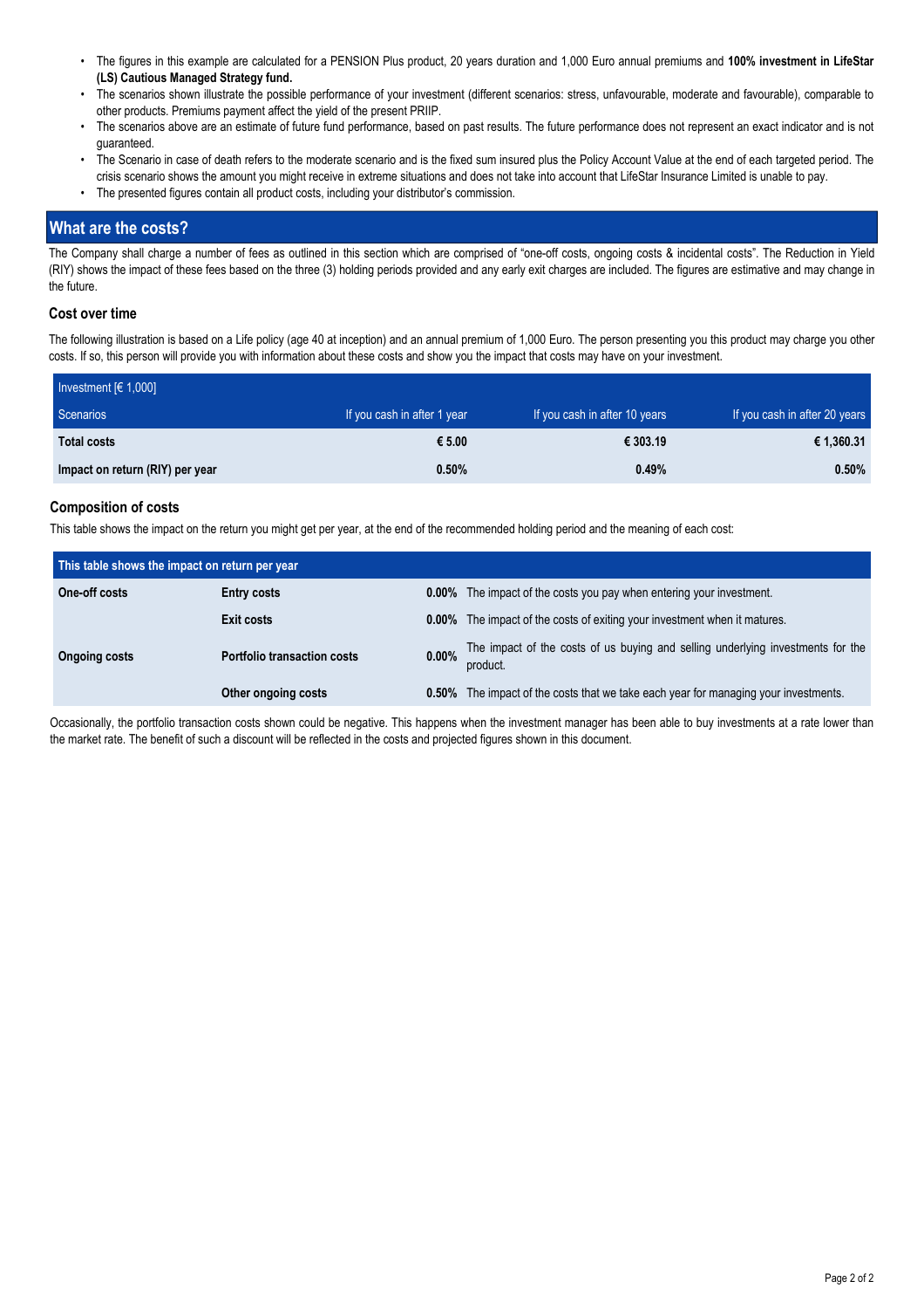- The figures in this example are calculated for a PENSION Plus product, 20 years duration and 1,000 Euro annual premiums and **100% investment in LifeStar (LS) Cautious Managed Strategy fund.**
- The scenarios shown illustrate the possible performance of your investment (different scenarios: stress, unfavourable, moderate and favourable), comparable to other products. Premiums payment affect the yield of the present PRIIP.
- The scenarios above are an estimate of future fund performance, based on past results. The future performance does not represent an exact indicator and is not guaranteed.
- The Scenario in case of death refers to the moderate scenario and is the fixed sum insured plus the Policy Account Value at the end of each targeted period. The crisis scenario shows the amount you might receive in extreme situations and does not take into account that LifeStar Insurance Limited is unable to pay.
- The presented figures contain all product costs, including your distributor's commission.

## What are the costs?

The Company shall charge a number of fees as outlined in this section which are comprised of "one-off costs, ongoing costs & incidental costs". The Reduction in Yield (RIY) shows the impact of these fees based on the three (3) holding periods provided and any early exit charges are included. The figures are estimative and may change in the future.

### Cost over time

The following illustration is based on a Life policy (age 40 at inception) and an annual premium of 1,000 Euro. The person presenting you this product may charge you other costs. If so, this person will provide you with information about these costs and show you the impact that costs may have on your investment.

| Investment [€ 1,000] | | | |
|---|---|---|---|
| Scenarios | If you cash in after 1 year | If you cash in after 10 years | If you cash in after 20 years |
| **Total costs** | **€ 5.00** | **€ 303.19** | **€ 1,360.31** |
| **Impact on return (RIY) per year** | **0.50%** | **0.49%** | **0.50%** |

### Composition of costs

This table shows the impact on the return you might get per year, at the end of the recommended holding period and the meaning of each cost:

| This table shows the impact on return per year | | | |
|---|---|---|---|
| **One-off costs** | **Entry costs** | **0.00%** | The impact of the costs you pay when entering your investment. |
| | **Exit costs** | **0.00%** | The impact of the costs of exiting your investment when it matures. |
| **Ongoing costs** | **Portfolio transaction costs** | **0.00%** | The impact of the costs of us buying and selling underlying investments for the product. |
| | **Other ongoing costs** | **0.50%** | The impact of the costs that we take each year for managing your investments. |

Occasionally, the portfolio transaction costs shown could be negative. This happens when the investment manager has been able to buy investments at a rate lower than the market rate. The benefit of such a discount will be reflected in the costs and projected figures shown in this document.